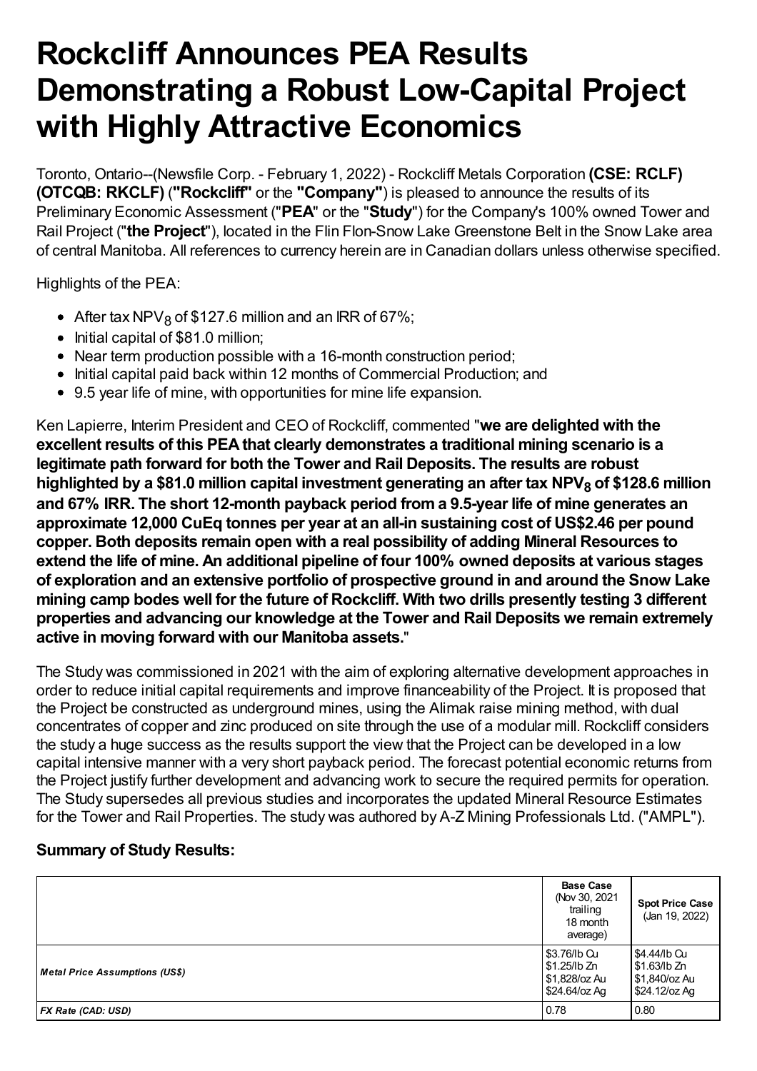# Rockcliff Announces PEA Results Demonstrating a Robust Low-Capital Project with Highly Attractive Economics

Toronto, Ontario--(Newsfile Corp. - February 1, 2022) - Rockcliff Metals Corporation **(CSE: RCLF) (OTCQB: RKCLF)** (**"Rockcliff"** or the **"Company"**) is pleased to announce the results of its Preliminary Economic Assessment ("**PEA**" or the "**Study**") for the Company's 100% owned Tower and Rail Project ("**the Project**"), located in the Flin Flon-Snow Lake Greenstone Belt in the Snow Lake area of central Manitoba. All references to currency herein are in Canadian dollars unless otherwise specified.

Highlights of the PEA:

- After tax $NPV_8$ of \$127.6 million and an IRR of 67%;
- Initial capital of \$81.0 million;
- Near term production possible with a 16-month construction period;
- Initial capital paid back within 12 months of Commercial Production; and
- 9.5 year life of mine, with opportunities for mine life expansion.

Ken Lapierre, Interim President and CEO of Rockcliff, commented "**we are delighted with the excellent results of this PEA that clearly demonstrates a traditional mining scenario is a legitimate path forward for both the Tower and Rail Deposits. The results are robust highlighted by a \$81.0 million capital investment generating an after tax $NPV_8$ of \$128.6 million and 67% IRR. The short 12-month payback period from a 9.5-year life of mine generates an approximate 12,000 CuEq tonnes per year at an all-in sustaining cost of US\$2.46 per pound copper. Both deposits remain open with a real possibility of adding Mineral Resources to extend the life of mine. An additional pipeline of four 100% owned deposits at various stages of exploration and an extensive portfolio of prospective ground in and around the Snow Lake mining camp bodes well for the future of Rockcliff. With two drills presently testing 3 different properties and advancing our knowledge at the Tower and Rail Deposits we remain extremely active in moving forward with our Manitoba assets.**"

The Study was commissioned in 2021 with the aim of exploring alternative development approaches in order to reduce initial capital requirements and improve financeability of the Project. It is proposed that the Project be constructed as underground mines, using the Alimak raise mining method, with dual concentrates of copper and zinc produced on site through the use of a modular mill. Rockcliff considers the study a huge success as the results support the view that the Project can be developed in a low capital intensive manner with a very short payback period. The forecast potential economic returns from the Project justify further development and advancing work to secure the required permits for operation. The Study supersedes all previous studies and incorporates the updated Mineral Resource Estimates for the Tower and Rail Properties. The study was authored by A-Z Mining Professionals Ltd. ("AMPL").

### Summary of Study Results:

| | **Base Case** (Nov 30, 2021 trailing 18 month average) | **Spot Price Case** (Jan 19, 2022) |
|---|---|---|
| ***Metal Price Assumptions (US$)*** | \$3.76/lb Cu<br>\$1.25/lb Zn<br>\$1,828/oz Au<br>\$24.64/oz Ag | \$4.44/lb Cu<br>\$1.63/lb Zn<br>\$1,840/oz Au<br>\$24.12/oz Ag |
| ***FX Rate (CAD: USD)*** | 0.78 | 0.80 |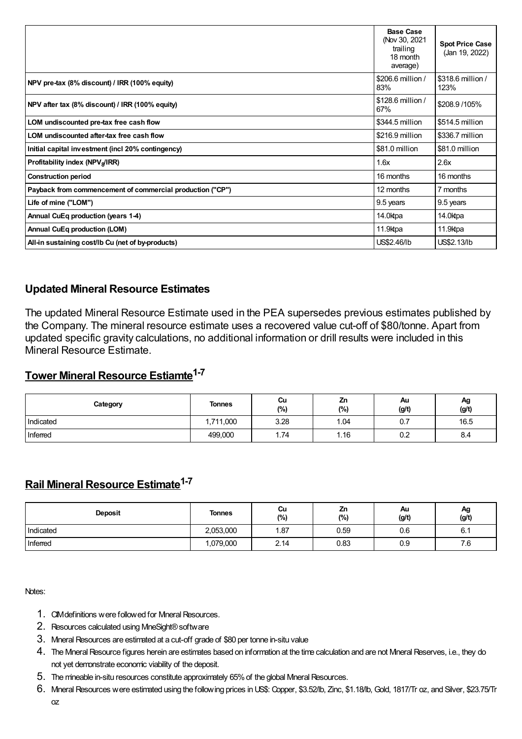| | Base Case (Nov 30, 2021 trailing 18 month average) | Spot Price Case (Jan 19, 2022) |
|---|---|---|
| **NPV pre-tax (8% discount) / IRR (100% equity)** | \$206.6 million / 83% | \$318.6 million / 123% |
| **NPV after tax (8% discount) / IRR (100% equity)** | \$128.6 million / 67% | \$208.9 /105% |
| **LOM undiscounted pre-tax free cash flow** | \$344.5 million | \$514.5 million |
| **LOM undiscounted after-tax free cash flow** | \$216.9 million | \$336.7 million |
| **Initial capital investment (incl 20% contingency)** | \$81.0 million | \$81.0 million |
| **Profitability index ($NPV_8$/IRR)** | 1.6x | 2.6x |
| **Construction period** | 16 months | 16 months |
| **Payback from commencement of commercial production ("CP")** | 12 months | 7 months |
| **Life of mine ("LOM")** | 9.5 years | 9.5 years |
| **Annual CuEq production (years 1-4)** | 14.0ktpa | 14.0ktpa |
| **Annual CuEq production (LOM)** | 11.9ktpa | 11.9ktpa |
| **All-in sustaining cost/lb Cu (net of by-products)** | US\$2.46/lb | US\$2.13/lb |

## Updated Mineral Resource Estimates

The updated Mineral Resource Estimate used in the PEA supersedes previous estimates published by the Company. The mineral resource estimate uses a recovered value cut-off of \$80/tonne. Apart from updated specific gravity calculations, no additional information or drill results were included in this Mineral Resource Estimate.

## Tower Mineral Resource Estiamte[1-7]

| Category | Tonnes | Cu (%) | Zn (%) | Au (g/t) | Ag (g/t) |
|---|---|---|---|---|---|
| Indicated | 1,711,000 | 3.28 | 1.04 | 0.7 | 16.5 |
| Inferred | 499,000 | 1.74 | 1.16 | 0.2 | 8.4 |

## Rail Mineral Resource Estimate[1-7]

| Deposit | Tonnes | Cu (%) | Zn (%) | Au (g/t) | Ag (g/t) |
|---|---|---|---|---|---|
| Indicated | 2,053,000 | 1.87 | 0.59 | 0.6 | 6.1 |
| Inferred | 1,079,000 | 2.14 | 0.83 | 0.9 | 7.6 |

Notes:

1. CIM definitions were followed for Mineral Resources.
2. Resources calculated using MineSight® software
3. Mineral Resources are estimated at a cut-off grade of \$80 per tonne in-situ value
4. The Mineral Resource figures herein are estimates based on information at the time calculation and are not Mineral Reserves, i.e., they do not yet demonstrate economic viability of the deposit.
5. The mineable in-situ resources constitute approximately 65% of the global Mineral Resources.
6. Mineral Resources were estimated using the following prices in US\$: Copper, \$3.52/lb, Zinc, \$1.18/lb, Gold, 1817/Tr oz, and Silver, \$23.75/Tr oz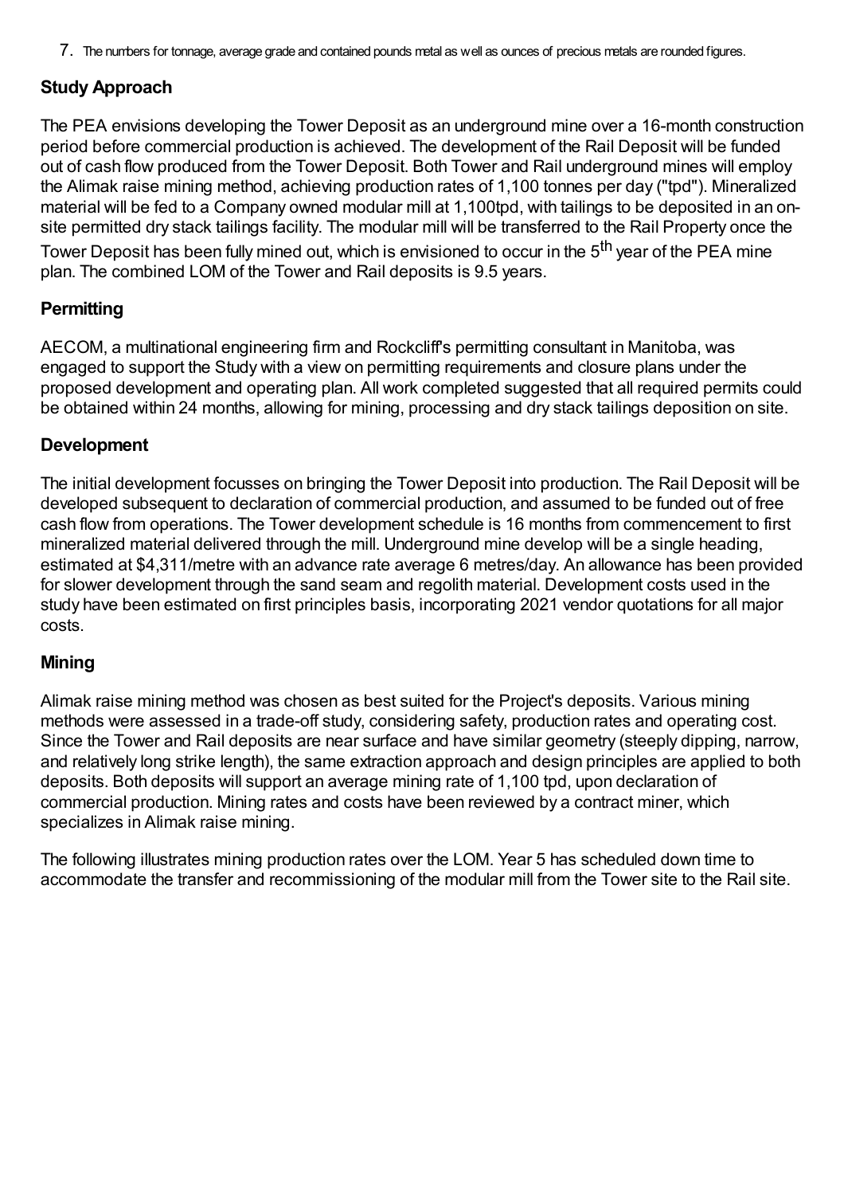7. The numbers for tonnage, average grade and contained pounds metal as well as ounces of precious metals are rounded figures.

## Study Approach

The PEA envisions developing the Tower Deposit as an underground mine over a 16-month construction period before commercial production is achieved. The development of the Rail Deposit will be funded out of cash flow produced from the Tower Deposit. Both Tower and Rail underground mines will employ the Alimak raise mining method, achieving production rates of 1,100 tonnes per day ("tpd"). Mineralized material will be fed to a Company owned modular mill at 1,100tpd, with tailings to be deposited in an on-site permitted dry stack tailings facility. The modular mill will be transferred to the Rail Property once the Tower Deposit has been fully mined out, which is envisioned to occur in the 5th year of the PEA mine plan. The combined LOM of the Tower and Rail deposits is 9.5 years.

## Permitting

AECOM, a multinational engineering firm and Rockcliff's permitting consultant in Manitoba, was engaged to support the Study with a view on permitting requirements and closure plans under the proposed development and operating plan. All work completed suggested that all required permits could be obtained within 24 months, allowing for mining, processing and dry stack tailings deposition on site.

## Development

The initial development focusses on bringing the Tower Deposit into production. The Rail Deposit will be developed subsequent to declaration of commercial production, and assumed to be funded out of free cash flow from operations. The Tower development schedule is 16 months from commencement to first mineralized material delivered through the mill. Underground mine develop will be a single heading, estimated at $4,311/metre with an advance rate average 6 metres/day. An allowance has been provided for slower development through the sand seam and regolith material. Development costs used in the study have been estimated on first principles basis, incorporating 2021 vendor quotations for all major costs.

## Mining

Alimak raise mining method was chosen as best suited for the Project's deposits. Various mining methods were assessed in a trade-off study, considering safety, production rates and operating cost. Since the Tower and Rail deposits are near surface and have similar geometry (steeply dipping, narrow, and relatively long strike length), the same extraction approach and design principles are applied to both deposits. Both deposits will support an average mining rate of 1,100 tpd, upon declaration of commercial production. Mining rates and costs have been reviewed by a contract miner, which specializes in Alimak raise mining.

The following illustrates mining production rates over the LOM. Year 5 has scheduled down time to accommodate the transfer and recommissioning of the modular mill from the Tower site to the Rail site.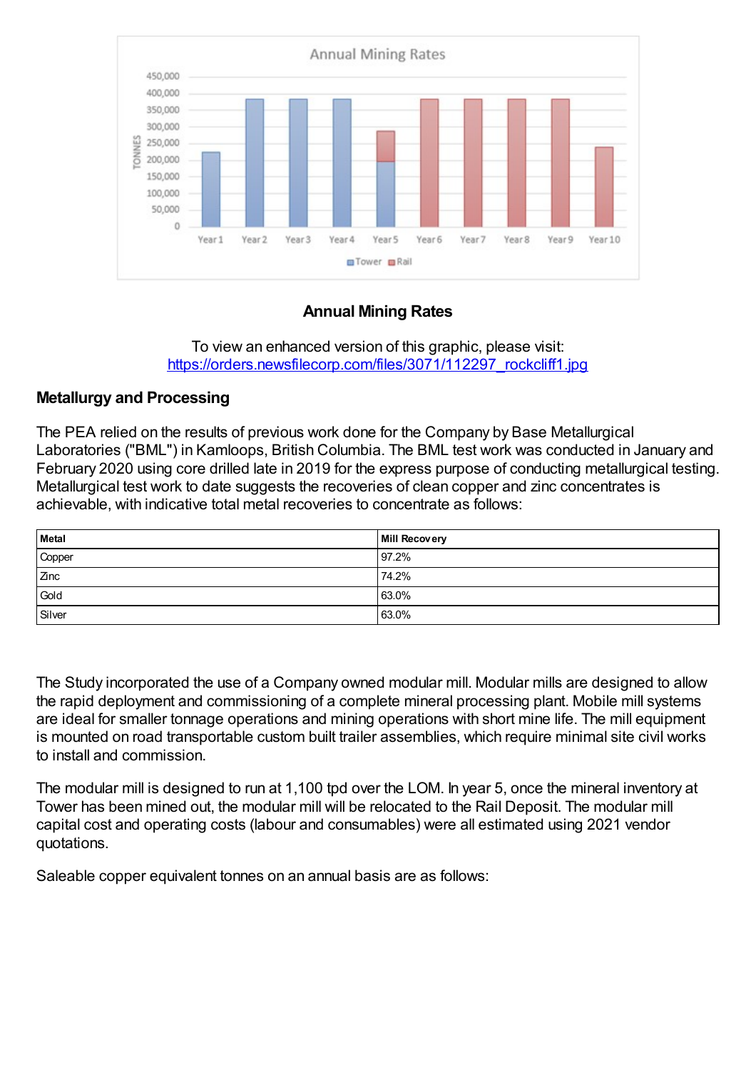**Annual Mining Rates**

To view an enhanced version of this graphic, please visit:
https://orders.newsfilecorp.com/files/3071/112297_rockcliff1.jpg

### Metallurgy and Processing

The PEA relied on the results of previous work done for the Company by Base Metallurgical Laboratories ("BML") in Kamloops, British Columbia. The BML test work was conducted in January and February 2020 using core drilled late in 2019 for the express purpose of conducting metallurgical testing. Metallurgical test work to date suggests the recoveries of clean copper and zinc concentrates is achievable, with indicative total metal recoveries to concentrate as follows:

| Metal | Mill Recovery |
| --- | --- |
| Copper | 97.2% |
| Zinc | 74.2% |
| Gold | 63.0% |
| Silver | 63.0% |

The Study incorporated the use of a Company owned modular mill. Modular mills are designed to allow the rapid deployment and commissioning of a complete mineral processing plant. Mobile mill systems are ideal for smaller tonnage operations and mining operations with short mine life. The mill equipment is mounted on road transportable custom built trailer assemblies, which require minimal site civil works to install and commission.

The modular mill is designed to run at 1,100 tpd over the LOM. In year 5, once the mineral inventory at Tower has been mined out, the modular mill will be relocated to the Rail Deposit. The modular mill capital cost and operating costs (labour and consumables) were all estimated using 2021 vendor quotations.

Saleable copper equivalent tonnes on an annual basis are as follows: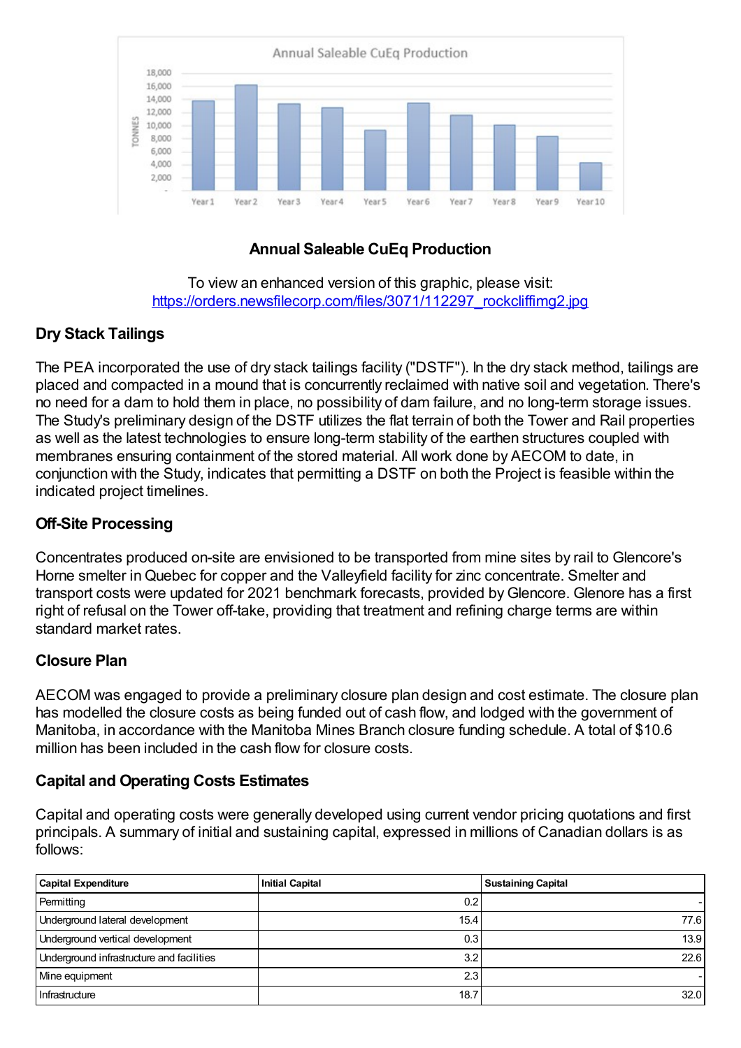**Annual Saleable CuEq Production**

To view an enhanced version of this graphic, please visit:
https://orders.newsfilecorp.com/files/3071/112297_rockcliffimg2.jpg

### Dry Stack Tailings

The PEA incorporated the use of dry stack tailings facility ("DSTF"). In the dry stack method, tailings are placed and compacted in a mound that is concurrently reclaimed with native soil and vegetation. There's no need for a dam to hold them in place, no possibility of dam failure, and no long-term storage issues. The Study's preliminary design of the DSTF utilizes the flat terrain of both the Tower and Rail properties as well as the latest technologies to ensure long-term stability of the earthen structures coupled with membranes ensuring containment of the stored material. All work done by AECOM to date, in conjunction with the Study, indicates that permitting a DSTF on both the Project is feasible within the indicated project timelines.

### Off-Site Processing

Concentrates produced on-site are envisioned to be transported from mine sites by rail to Glencore's Horne smelter in Quebec for copper and the Valleyfield facility for zinc concentrate. Smelter and transport costs were updated for 2021 benchmark forecasts, provided by Glencore. Glenore has a first right of refusal on the Tower off-take, providing that treatment and refining charge terms are within standard market rates.

### Closure Plan

AECOM was engaged to provide a preliminary closure plan design and cost estimate. The closure plan has modelled the closure costs as being funded out of cash flow, and lodged with the government of Manitoba, in accordance with the Manitoba Mines Branch closure funding schedule. A total of $10.6 million has been included in the cash flow for closure costs.

### Capital and Operating Costs Estimates

Capital and operating costs were generally developed using current vendor pricing quotations and first principals. A summary of initial and sustaining capital, expressed in millions of Canadian dollars is as follows:

| Capital Expenditure | Initial Capital | Sustaining Capital |
|---|---|---|
| Permitting | 0.2 | - |
| Underground lateral development | 15.4 | 77.6 |
| Underground vertical development | 0.3 | 13.9 |
| Underground infrastructure and facilities | 3.2 | 22.6 |
| Mine equipment | 2.3 | - |
| Infrastructure | 18.7 | 32.0 |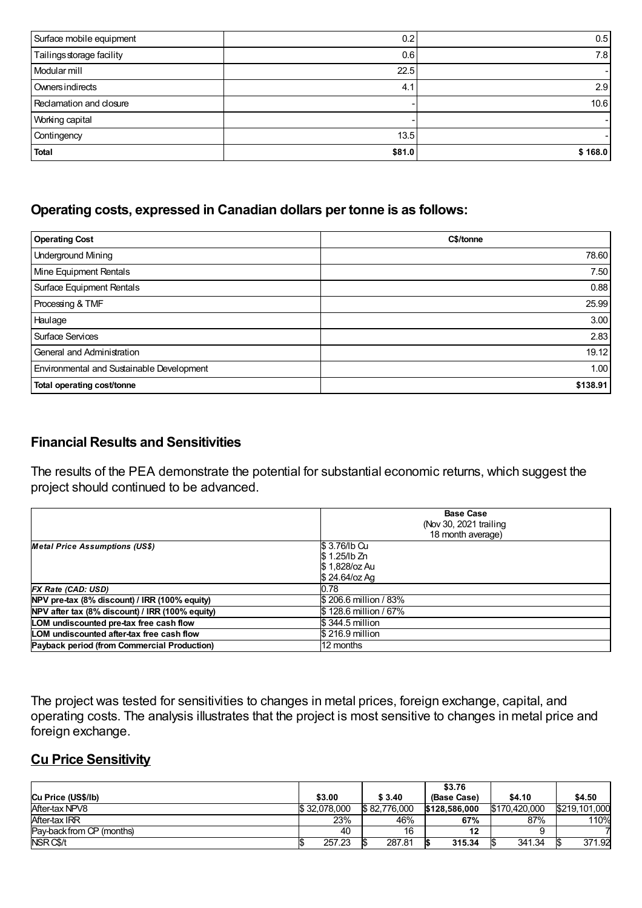| | | |
|---|---|---|
| Surface mobile equipment | 0.2 | 0.5 |
| Tailings storage facility | 0.6 | 7.8 |
| Modular mill | 22.5 | - |
| Owners indirects | 4.1 | 2.9 |
| Reclamation and closure | - | 10.6 |
| Working capital | - | - |
| Contingency | 13.5 | - |
| **Total** | **$81.0** | **$ 168.0** |

## Operating costs, expressed in Canadian dollars per tonne is as follows:

| Operating Cost | C$/tonne |
|---|---|
| Underground Mining | 78.60 |
| Mine Equipment Rentals | 7.50 |
| Surface Equipment Rentals | 0.88 |
| Processing & TMF | 25.99 |
| Haulage | 3.00 |
| Surface Services | 2.83 |
| General and Administration | 19.12 |
| Environmental and Sustainable Development | 1.00 |
| **Total operating cost/tonne** | **$138.91** |

## Financial Results and Sensitivities

The results of the PEA demonstrate the potential for substantial economic returns, which suggest the project should continued to be advanced.

| | **Base Case** (Nov 30, 2021 trailing 18 month average) |
|---|---|
| ***Metal Price Assumptions (US$)*** | $ 3.76/lb Cu<br>$ 1.25/lb Zn<br>$ 1,828/oz Au<br>$ 24.64/oz Ag |
| ***FX Rate (CAD: USD)*** | 0.78 |
| **NPV pre-tax (8% discount) / IRR (100% equity)** | $ 206.6 million / 83% |
| **NPV after tax (8% discount) / IRR (100% equity)** | $ 128.6 million / 67% |
| **LOM undiscounted pre-tax free cash flow** | $ 344.5 million |
| **LOM undiscounted after-tax free cash flow** | $ 216.9 million |
| **Payback period (from Commercial Production)** | 12 months |

The project was tested for sensitivities to changes in metal prices, foreign exchange, capital, and operating costs. The analysis illustrates that the project is most sensitive to changes in metal price and foreign exchange.

## Cu Price Sensitivity

| Cu Price (US$/lb) | $3.00 | $ 3.40 | $3.76 (Base Case) | $4.10 | $4.50 |
|---|---|---|---|---|---|
| After-tax NPV8 | $ 32,078,000 | $ 82,776,000 | **$128,586,000** | $170,420,000 | $219,101,000 |
| After-tax IRR | 23% | 46% | **67%** | 87% | 110% |
| Pay-back from CP (months) | 40 | 16 | **12** | 9 | 7 |
| NSR C$/t | $ 257.23 | $ 287.81 | **$ 315.34** | $ 341.34 | $ 371.92 |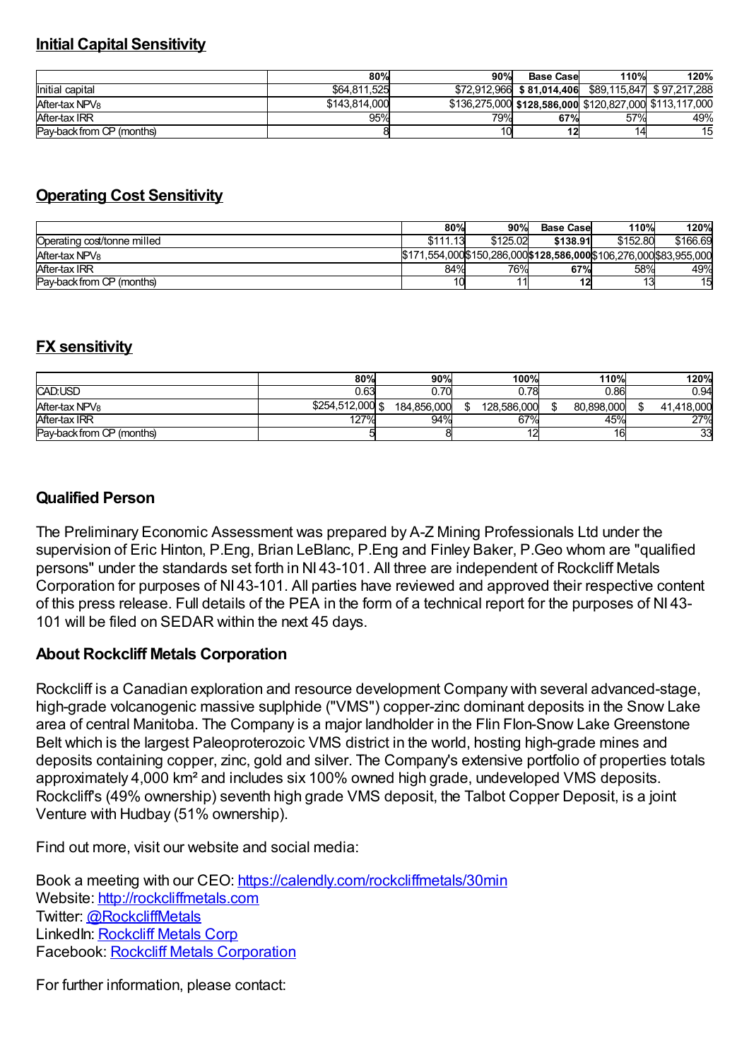## Initial Capital Sensitivity

| | 80% | 90% | Base Case | 110% | 120% |
|---|---|---|---|---|---|
| Initial capital | $64,811,525 | $72,912,966 | **$ 81,014,406** | $89,115,847 | $ 97,217,288 |
| After-tax $NPV_8$ | $143,814,000 | $136,275,000 | **$128,586,000** | $120,827,000 | $113,117,000 |
| After-tax IRR | 95% | 79% | **67%** | 57% | 49% |
| Pay-back from CP (months) | 8 | 10 | **12** | 14 | 15 |

## Operating Cost Sensitivity

| | 80% | 90% | Base Case | 110% | 120% |
|---|---|---|---|---|---|
| Operating cost/tonne milled | $111.13 | $125.02 | **$138.91** | $152.80 | $166.69 |
| After-tax $NPV_8$ | $171,554,000 | $150,286,000 | **$128,586,000** | $106,276,000 | $83,955,000 |
| After-tax IRR | 84% | 76% | **67%** | 58% | 49% |
| Pay-back from CP (months) | 10 | 11 | **12** | 13 | 15 |

## FX sensitivity

| | 80% | 90% | 100% | 110% | 120% |
|---|---|---|---|---|---|
| CAD:USD | 0.63 | 0.70 | 0.78 | 0.86 | 0.94 |
| After-tax $NPV_8$ | $254,512,000 | $ 184,856,000 | $ 128,586,000 | $ 80,898,000 | $ 41,418,000 |
| After-tax IRR | 127% | 94% | 67% | 45% | 27% |
| Pay-back from CP (months) | 5 | 8 | 12 | 16 | 33 |

### Qualified Person

The Preliminary Economic Assessment was prepared by A-Z Mining Professionals Ltd under the supervision of Eric Hinton, P.Eng, Brian LeBlanc, P.Eng and Finley Baker, P.Geo whom are "qualified persons" under the standards set forth in NI 43-101. All three are independent of Rockcliff Metals Corporation for purposes of NI 43-101. All parties have reviewed and approved their respective content of this press release. Full details of the PEA in the form of a technical report for the purposes of NI 43-101 will be filed on SEDAR within the next 45 days.

### About Rockcliff Metals Corporation

Rockcliff is a Canadian exploration and resource development Company with several advanced-stage, high-grade volcanogenic massive suplphide ("VMS") copper-zinc dominant deposits in the Snow Lake area of central Manitoba. The Company is a major landholder in the Flin Flon-Snow Lake Greenstone Belt which is the largest Paleoproterozoic VMS district in the world, hosting high-grade mines and deposits containing copper, zinc, gold and silver. The Company's extensive portfolio of properties totals approximately 4,000 km² and includes six 100% owned high grade, undeveloped VMS deposits. Rockcliff's (49% ownership) seventh high grade VMS deposit, the Talbot Copper Deposit, is a joint Venture with Hudbay (51% ownership).

Find out more, visit our website and social media:

Book a meeting with our CEO: [https://calendly.com/rockcliffmetals/30min](https://calendly.com/rockcliffmetals/30min)
Website: [http://rockcliffmetals.com](http://rockcliffmetals.com)
Twitter: [@RockcliffMetals]()
LinkedIn: [Rockcliff Metals Corp]()
Facebook: [Rockcliff Metals Corporation]()

For further information, please contact: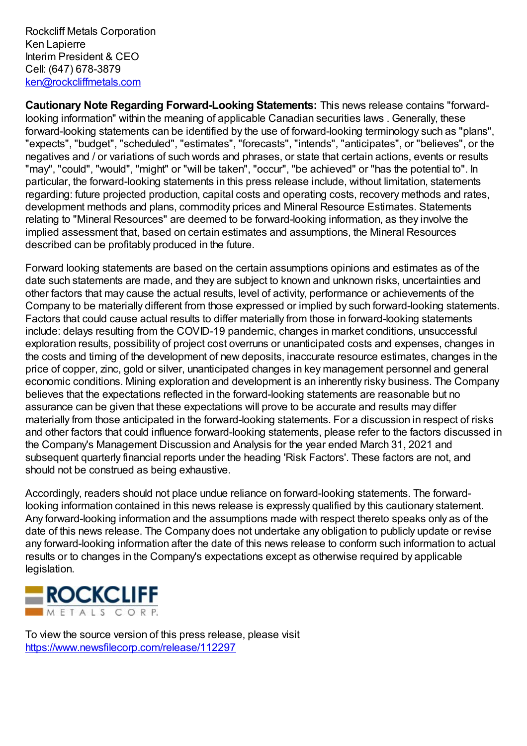Rockcliff Metals Corporation
Ken Lapierre
Interim President & CEO
Cell: (647) 678-3879
ken@rockcliffmetals.com

**Cautionary Note Regarding Forward-Looking Statements:** This news release contains "forward-looking information" within the meaning of applicable Canadian securities laws . Generally, these forward-looking statements can be identified by the use of forward-looking terminology such as "plans", "expects", "budget", "scheduled", "estimates", "forecasts", "intends", "anticipates", or "believes", or the negatives and / or variations of such words and phrases, or state that certain actions, events or results "may", "could", "would", "might" or "will be taken", "occur", "be achieved" or "has the potential to". In particular, the forward-looking statements in this press release include, without limitation, statements regarding: future projected production, capital costs and operating costs, recovery methods and rates, development methods and plans, commodity prices and Mineral Resource Estimates. Statements relating to "Mineral Resources" are deemed to be forward-looking information, as they involve the implied assessment that, based on certain estimates and assumptions, the Mineral Resources described can be profitably produced in the future.

Forward looking statements are based on the certain assumptions opinions and estimates as of the date such statements are made, and they are subject to known and unknown risks, uncertainties and other factors that may cause the actual results, level of activity, performance or achievements of the Company to be materially different from those expressed or implied by such forward-looking statements. Factors that could cause actual results to differ materially from those in forward-looking statements include: delays resulting from the COVID-19 pandemic, changes in market conditions, unsuccessful exploration results, possibility of project cost overruns or unanticipated costs and expenses, changes in the costs and timing of the development of new deposits, inaccurate resource estimates, changes in the price of copper, zinc, gold or silver, unanticipated changes in key management personnel and general economic conditions. Mining exploration and development is an inherently risky business. The Company believes that the expectations reflected in the forward-looking statements are reasonable but no assurance can be given that these expectations will prove to be accurate and results may differ materially from those anticipated in the forward-looking statements. For a discussion in respect of risks and other factors that could influence forward-looking statements, please refer to the factors discussed in the Company's Management Discussion and Analysis for the year ended March 31, 2021 and subsequent quarterly financial reports under the heading 'Risk Factors'. These factors are not, and should not be construed as being exhaustive.

Accordingly, readers should not place undue reliance on forward-looking statements. The forward-looking information contained in this news release is expressly qualified by this cautionary statement. Any forward-looking information and the assumptions made with respect thereto speaks only as of the date of this news release. The Company does not undertake any obligation to publicly update or revise any forward-looking information after the date of this news release to conform such information to actual results or to changes in the Company's expectations except as otherwise required by applicable legislation.

ROCKCLIFF METALS CORP.

To view the source version of this press release, please visit https://www.newsfilecorp.com/release/112297